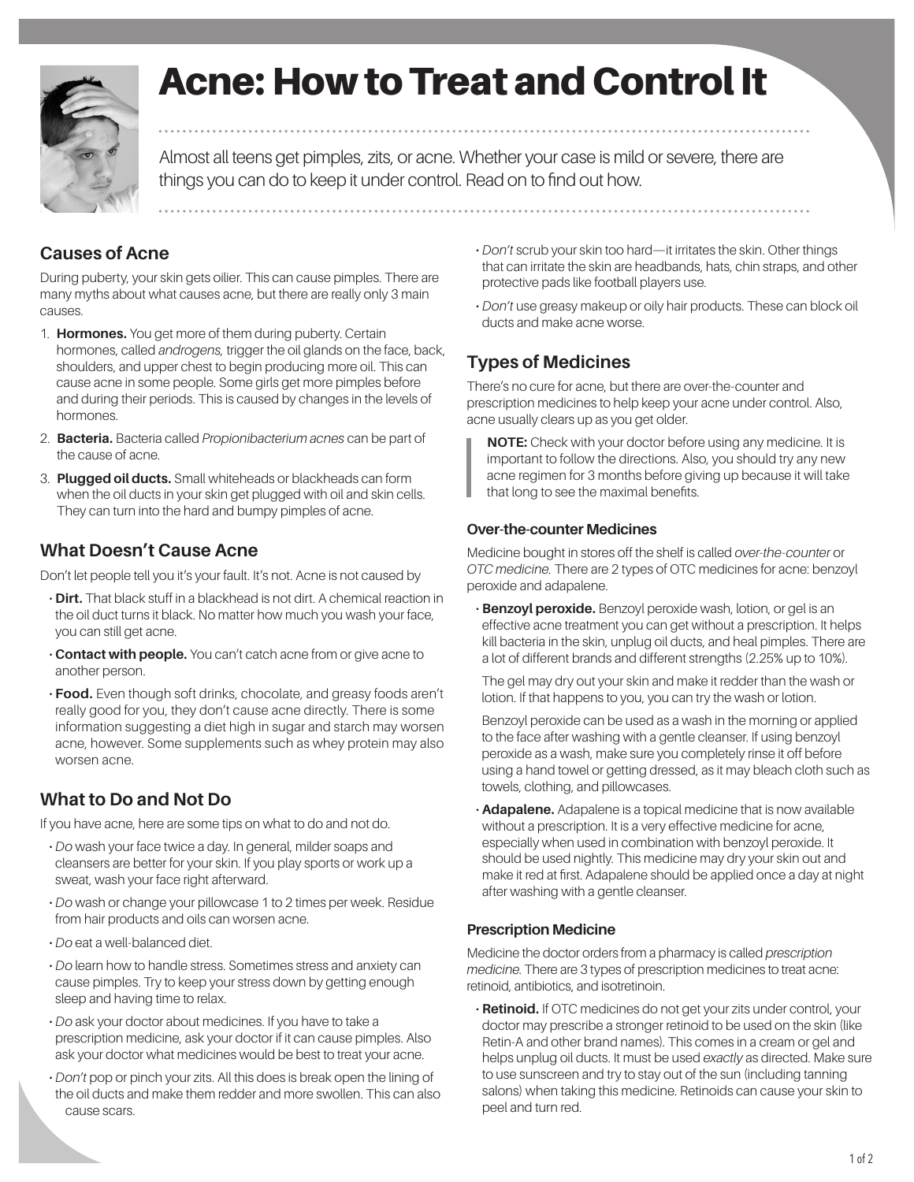# Acne: How to Treat and Control It

Almost all teens get pimples, zits, or acne. Whether your case is mild or severe, there are things you can do to keep it under control. Read on to find out how.

## Causes of Acne

During puberty, your skin gets oilier. This can cause pimples. There are many myths about what causes acne, but there are really only 3 main causes.

1. **Hormones.** You get more of them during puberty. Certain hormones, called *androgens,* trigger the oil glands on the face, back, shoulders, and upper chest to begin producing more oil. This can cause acne in some people. Some girls get more pimples before and during their periods. This is caused by changes in the levels of hormones.
2. **Bacteria.** Bacteria called *Propionibacterium acnes* can be part of the cause of acne.
3. **Plugged oil ducts.** Small whiteheads or blackheads can form when the oil ducts in your skin get plugged with oil and skin cells. They can turn into the hard and bumpy pimples of acne.

## What Doesn't Cause Acne

Don't let people tell you it's your fault. It's not. Acne is not caused by

- **Dirt.** That black stuff in a blackhead is not dirt. A chemical reaction in the oil duct turns it black. No matter how much you wash your face, you can still get acne.
- **Contact with people.** You can't catch acne from or give acne to another person.
- **Food.** Even though soft drinks, chocolate, and greasy foods aren't really good for you, they don't cause acne directly. There is some information suggesting a diet high in sugar and starch may worsen acne, however. Some supplements such as whey protein may also worsen acne.

## What to Do and Not Do

If you have acne, here are some tips on what to do and not do.

- *Do* wash your face twice a day. In general, milder soaps and cleansers are better for your skin. If you play sports or work up a sweat, wash your face right afterward.
- *Do* wash or change your pillowcase 1 to 2 times per week. Residue from hair products and oils can worsen acne.
- *Do* eat a well-balanced diet.
- *Do* learn how to handle stress. Sometimes stress and anxiety can cause pimples. Try to keep your stress down by getting enough sleep and having time to relax.
- *Do* ask your doctor about medicines. If you have to take a prescription medicine, ask your doctor if it can cause pimples. Also ask your doctor what medicines would be best to treat your acne.
- *Don't* pop or pinch your zits. All this does is break open the lining of the oil ducts and make them redder and more swollen. This can also cause scars.
- *Don't* scrub your skin too hard—it irritates the skin. Other things that can irritate the skin are headbands, hats, chin straps, and other protective pads like football players use.
- *Don't* use greasy makeup or oily hair products. These can block oil ducts and make acne worse.

## Types of Medicines

There's no cure for acne, but there are over-the-counter and prescription medicines to help keep your acne under control. Also, acne usually clears up as you get older.

> **NOTE:** Check with your doctor before using any medicine. It is important to follow the directions. Also, you should try any new acne regimen for 3 months before giving up because it will take that long to see the maximal benefits.

### Over-the-counter Medicines

Medicine bought in stores off the shelf is called *over-the-counter* or *OTC medicine.* There are 2 types of OTC medicines for acne: benzoyl peroxide and adapalene.

- **Benzoyl peroxide.** Benzoyl peroxide wash, lotion, or gel is an effective acne treatment you can get without a prescription. It helps kill bacteria in the skin, unplug oil ducts, and heal pimples. There are a lot of different brands and different strengths (2.25% up to 10%).

  The gel may dry out your skin and make it redder than the wash or lotion. If that happens to you, you can try the wash or lotion.

  Benzoyl peroxide can be used as a wash in the morning or applied to the face after washing with a gentle cleanser. If using benzoyl peroxide as a wash, make sure you completely rinse it off before using a hand towel or getting dressed, as it may bleach cloth such as towels, clothing, and pillowcases.
- **Adapalene.** Adapalene is a topical medicine that is now available without a prescription. It is a very effective medicine for acne, especially when used in combination with benzoyl peroxide. It should be used nightly. This medicine may dry your skin out and make it red at first. Adapalene should be applied once a day at night after washing with a gentle cleanser.

### Prescription Medicine

Medicine the doctor orders from a pharmacy is called *prescription medicine.* There are 3 types of prescription medicines to treat acne: retinoid, antibiotics, and isotretinoin.

- **Retinoid.** If OTC medicines do not get your zits under control, your doctor may prescribe a stronger retinoid to be used on the skin (like Retin-A and other brand names). This comes in a cream or gel and helps unplug oil ducts. It must be used *exactly* as directed. Make sure to use sunscreen and try to stay out of the sun (including tanning salons) when taking this medicine. Retinoids can cause your skin to peel and turn red.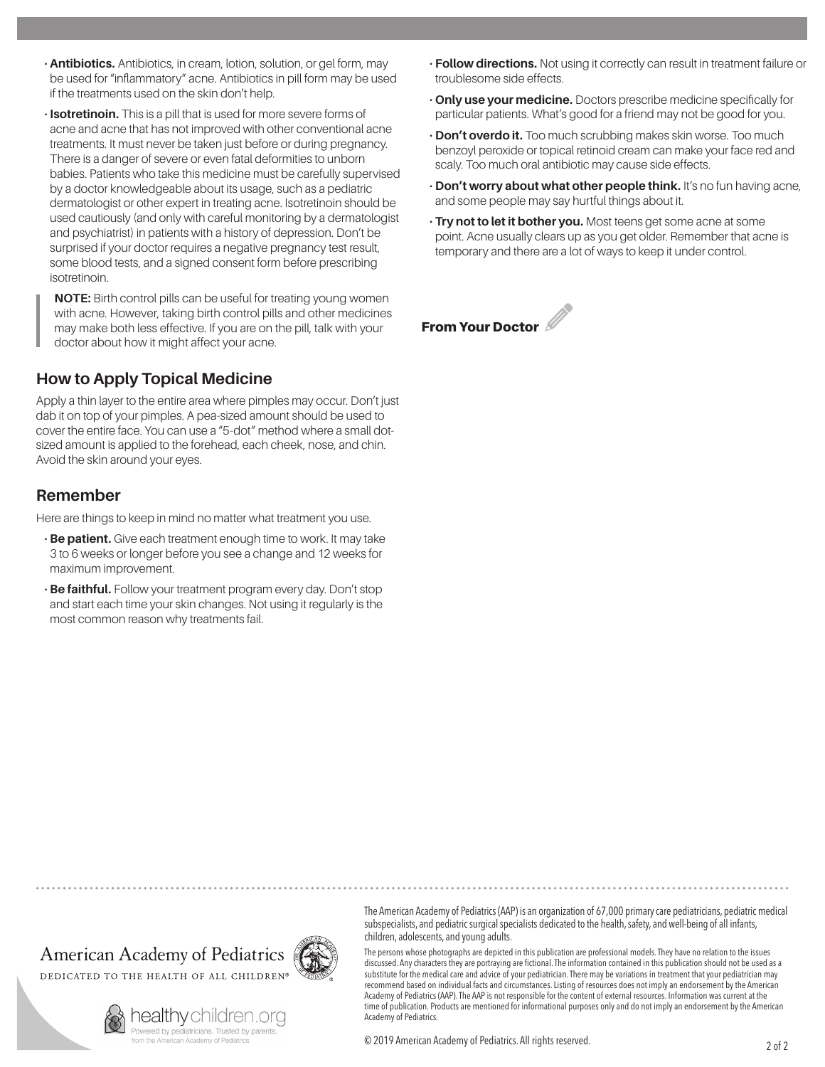- **Antibiotics.** Antibiotics, in cream, lotion, solution, or gel form, may be used for "inflammatory" acne. Antibiotics in pill form may be used if the treatments used on the skin don't help.
- **Isotretinoin.** This is a pill that is used for more severe forms of acne and acne that has not improved with other conventional acne treatments. It must never be taken just before or during pregnancy. There is a danger of severe or even fatal deformities to unborn babies. Patients who take this medicine must be carefully supervised by a doctor knowledgeable about its usage, such as a pediatric dermatologist or other expert in treating acne. Isotretinoin should be used cautiously (and only with careful monitoring by a dermatologist and psychiatrist) in patients with a history of depression. Don't be surprised if your doctor requires a negative pregnancy test result, some blood tests, and a signed consent form before prescribing isotretinoin.

> **NOTE:** Birth control pills can be useful for treating young women with acne. However, taking birth control pills and other medicines may make both less effective. If you are on the pill, talk with your doctor about how it might affect your acne.

## How to Apply Topical Medicine

Apply a thin layer to the entire area where pimples may occur. Don't just dab it on top of your pimples. A pea-sized amount should be used to cover the entire face. You can use a "5-dot" method where a small dot-sized amount is applied to the forehead, each cheek, nose, and chin. Avoid the skin around your eyes.

## Remember

Here are things to keep in mind no matter what treatment you use.

- **Be patient.** Give each treatment enough time to work. It may take 3 to 6 weeks or longer before you see a change and 12 weeks for maximum improvement.
- **Be faithful.** Follow your treatment program every day. Don't stop and start each time your skin changes. Not using it regularly is the most common reason why treatments fail.
- **Follow directions.** Not using it correctly can result in treatment failure or troublesome side effects.
- **Only use your medicine.** Doctors prescribe medicine specifically for particular patients. What's good for a friend may not be good for you.
- **Don't overdo it.** Too much scrubbing makes skin worse. Too much benzoyl peroxide or topical retinoid cream can make your face red and scaly. Too much oral antibiotic may cause side effects.
- **Don't worry about what other people think.** It's no fun having acne, and some people may say hurtful things about it.
- **Try not to let it bother you.** Most teens get some acne at some point. Acne usually clears up as you get older. Remember that acne is temporary and there are a lot of ways to keep it under control.

**From Your Doctor**

American Academy of Pediatrics

DEDICATED TO THE HEALTH OF ALL CHILDREN®

healthychildren.org
Powered by pediatricians. Trusted by parents.
from the American Academy of Pediatrics

The American Academy of Pediatrics (AAP) is an organization of 67,000 primary care pediatricians, pediatric medical subspecialists, and pediatric surgical specialists dedicated to the health, safety, and well-being of all infants, children, adolescents, and young adults.

The persons whose photographs are depicted in this publication are professional models. They have no relation to the issues discussed. Any characters they are portraying are fictional. The information contained in this publication should not be used as a substitute for the medical care and advice of your pediatrician. There may be variations in treatment that your pediatrician may recommend based on individual facts and circumstances. Listing of resources does not imply an endorsement by the American Academy of Pediatrics (AAP). The AAP is not responsible for the content of external resources. Information was current at the time of publication. Products are mentioned for informational purposes only and do not imply an endorsement by the American Academy of Pediatrics.

© 2019 American Academy of Pediatrics. All rights reserved.